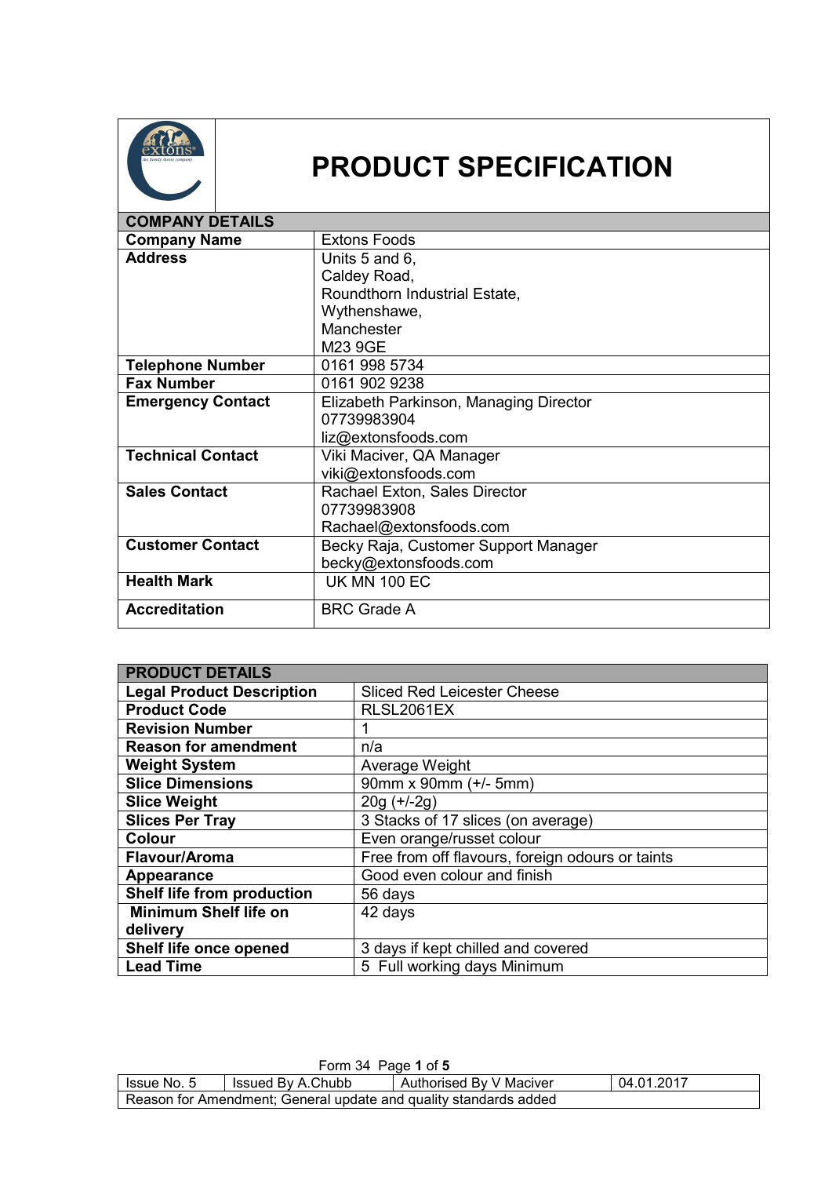# PRODUCT SPECIFICATION

| COMPANY DETAILS | |
|---|---|
| **Company Name** | Extons Foods |
| **Address** | Units 5 and 6,<br>Caldey Road,<br>Roundthorn Industrial Estate,<br>Wythenshawe,<br>Manchester<br>M23 9GE |
| **Telephone Number** | 0161 998 5734 |
| **Fax Number** | 0161 902 9238 |
| **Emergency Contact** | Elizabeth Parkinson, Managing Director<br>07739983904<br>liz@extonsfoods.com |
| **Technical Contact** | Viki Maciver, QA Manager<br>viki@extonsfoods.com |
| **Sales Contact** | Rachael Exton, Sales Director<br>07739983908<br>Rachael@extonsfoods.com |
| **Customer Contact** | Becky Raja, Customer Support Manager<br>becky@extonsfoods.com |
| **Health Mark** | UK MN 100 EC |
| **Accreditation** | BRC Grade A |

| PRODUCT DETAILS | |
|---|---|
| **Legal Product Description** | Sliced Red Leicester Cheese |
| **Product Code** | RLSL2061EX |
| **Revision Number** | 1 |
| **Reason for amendment** | n/a |
| **Weight System** | Average Weight |
| **Slice Dimensions** | 90mm x 90mm (+/- 5mm) |
| **Slice Weight** | 20g (+/-2g) |
| **Slices Per Tray** | 3 Stacks of 17 slices (on average) |
| **Colour** | Even orange/russet colour |
| **Flavour/Aroma** | Free from off flavours, foreign odours or taints |
| **Appearance** | Good even colour and finish |
| **Shelf life from production** | 56 days |
| **Minimum Shelf life on delivery** | 42 days |
| **Shelf life once opened** | 3 days if kept chilled and covered |
| **Lead Time** | 5 Full working days Minimum |

Form 34

| Issue No. 5 | Issued By A.Chubb | Authorised By V Maciver | 04.01.2017 |
|---|---|---|---|
| Reason for Amendment; General update and quality standards added | | | |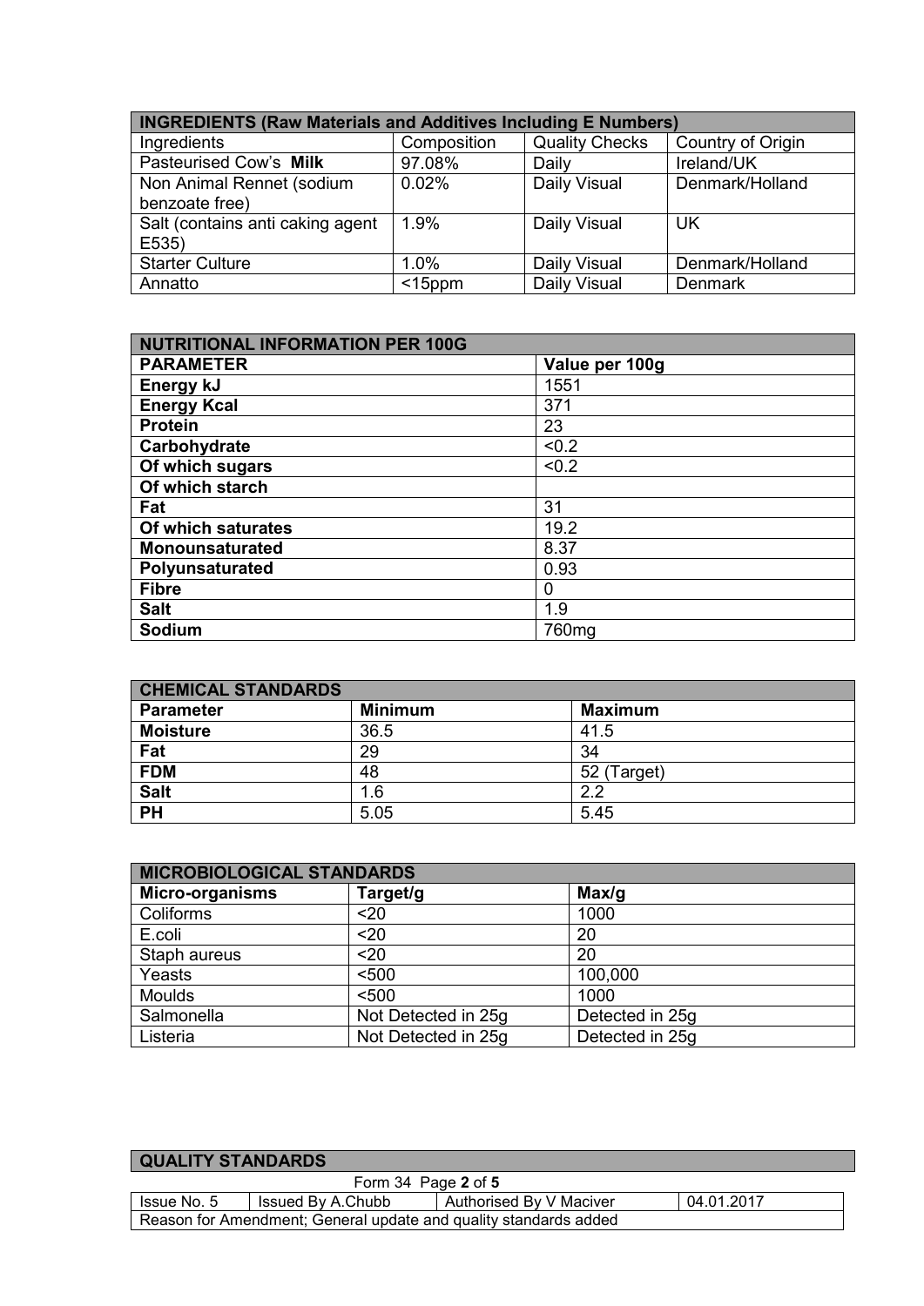| INGREDIENTS (Raw Materials and Additives Including E Numbers) | | | |
|---|---|---|---|
| Ingredients | Composition | Quality Checks | Country of Origin |
| Pasteurised Cow's **Milk** | 97.08% | Daily | Ireland/UK |
| Non Animal Rennet (sodium benzoate free) | 0.02% | Daily Visual | Denmark/Holland |
| Salt (contains anti caking agent E535) | 1.9% | Daily Visual | UK |
| Starter Culture | 1.0% | Daily Visual | Denmark/Holland |
| Annatto | <15ppm | Daily Visual | Denmark |

| NUTRITIONAL INFORMATION PER 100G | |
|---|---|
| **PARAMETER** | **Value per 100g** |
| **Energy kJ** | 1551 |
| **Energy Kcal** | 371 |
| **Protein** | 23 |
| **Carbohydrate** | <0.2 |
| **Of which sugars** | <0.2 |
| **Of which starch** | |
| **Fat** | 31 |
| **Of which saturates** | 19.2 |
| **Monounsaturated** | 8.37 |
| **Polyunsaturated** | 0.93 |
| **Fibre** | 0 |
| **Salt** | 1.9 |
| **Sodium** | 760mg |

| CHEMICAL STANDARDS | | |
|---|---|---|
| **Parameter** | **Minimum** | **Maximum** |
| **Moisture** | 36.5 | 41.5 |
| **Fat** | 29 | 34 |
| **FDM** | 48 | 52 (Target) |
| **Salt** | 1.6 | 2.2 |
| **PH** | 5.05 | 5.45 |

| MICROBIOLOGICAL STANDARDS | | |
|---|---|---|
| **Micro-organisms** | **Target/g** | **Max/g** |
| Coliforms | <20 | 1000 |
| E.coli | <20 | 20 |
| Staph aureus | <20 | 20 |
| Yeasts | <500 | 100,000 |
| Moulds | <500 | 1000 |
| Salmonella | Not Detected in 25g | Detected in 25g |
| Listeria | Not Detected in 25g | Detected in 25g |

| QUALITY STANDARDS |
|---|

Form 34

| Issue No. 5 | Issued By A.Chubb | Authorised By V Maciver | 04.01.2017 |
|---|---|---|---|
| Reason for Amendment; General update and quality standards added | | | |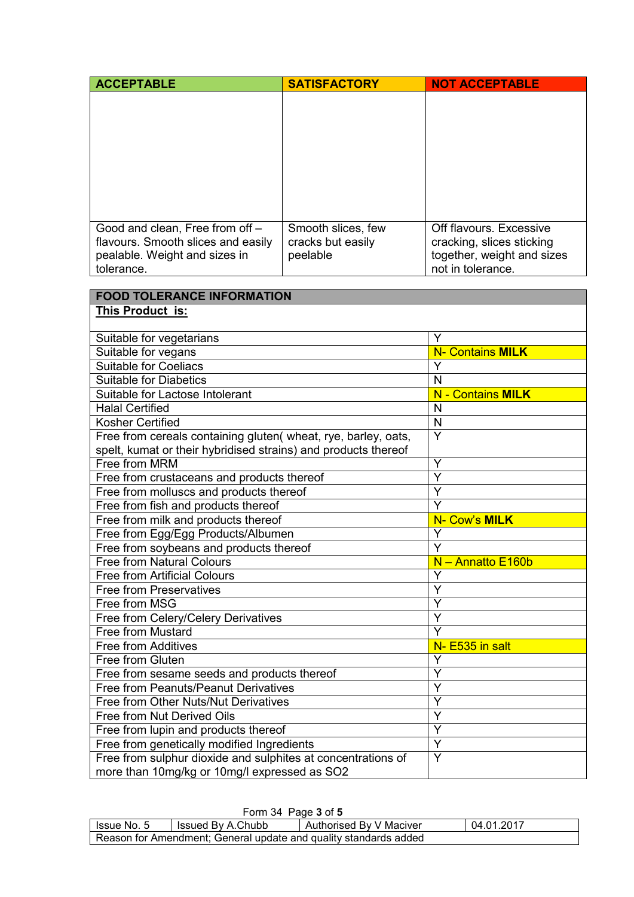| ACCEPTABLE | SATISFACTORY | NOT ACCEPTABLE |
|---|---|---|
| | | |
| Good and clean, Free from off – flavours. Smooth slices and easily pealable. Weight and sizes in tolerance. | Smooth slices, few cracks but easily peelable | Off flavours. Excessive cracking, slices sticking together, weight and sizes not in tolerance. |

| FOOD TOLERANCE INFORMATION | |
|---|---|
| **This Product is:** | |
| Suitable for vegetarians | Y |
| Suitable for vegans | N- Contains **MILK** |
| Suitable for Coeliacs | Y |
| Suitable for Diabetics | N |
| Suitable for Lactose Intolerant | N - Contains **MILK** |
| Halal Certified | N |
| Kosher Certified | N |
| Free from cereals containing gluten( wheat, rye, barley, oats, spelt, kumat or their hybridised strains) and products thereof | Y |
| Free from MRM | Y |
| Free from crustaceans and products thereof | Y |
| Free from molluscs and products thereof | Y |
| Free from fish and products thereof | Y |
| Free from milk and products thereof | N- Cow's **MILK** |
| Free from Egg/Egg Products/Albumen | Y |
| Free from soybeans and products thereof | Y |
| Free from Natural Colours | N – Annatto E160b |
| Free from Artificial Colours | Y |
| Free from Preservatives | Y |
| Free from MSG | Y |
| Free from Celery/Celery Derivatives | Y |
| Free from Mustard | Y |
| Free from Additives | N- E535 in salt |
| Free from Gluten | Y |
| Free from sesame seeds and products thereof | Y |
| Free from Peanuts/Peanut Derivatives | Y |
| Free from Other Nuts/Nut Derivatives | Y |
| Free from Nut Derived Oils | Y |
| Free from lupin and products thereof | Y |
| Free from genetically modified Ingredients | Y |
| Free from sulphur dioxide and sulphites at concentrations of more than 10mg/kg or 10mg/l expressed as $SO_2$ | Y |

Form 34

| Issue No. 5 | Issued By A.Chubb | Authorised By V Maciver | 04.01.2017 |
|---|---|---|---|
| Reason for Amendment; General update and quality standards added | | | |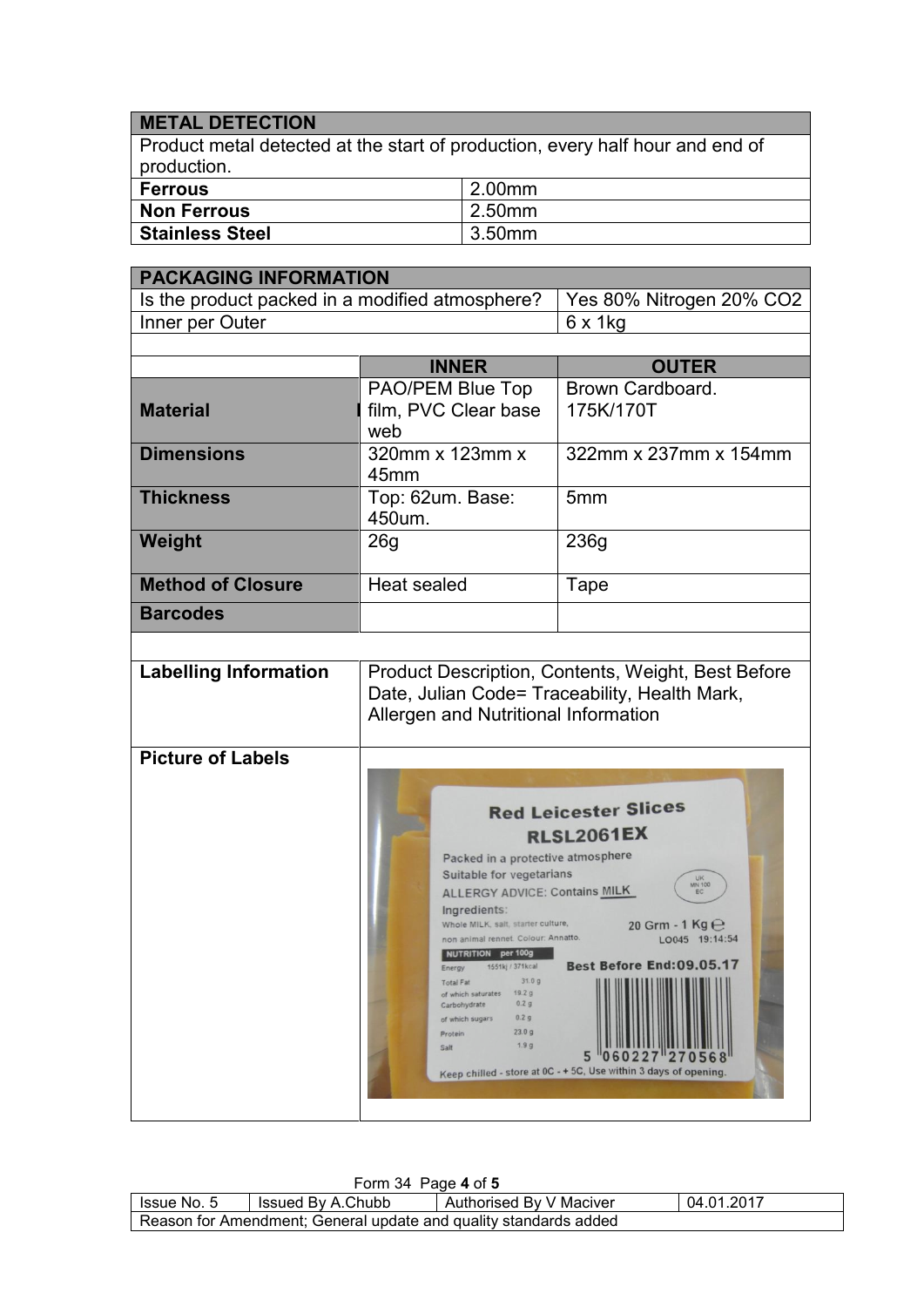| METAL DETECTION | |
|---|---|
| Product metal detected at the start of production, every half hour and end of production. | |
| **Ferrous** | 2.00mm |
| **Non Ferrous** | 2.50mm |
| **Stainless Steel** | 3.50mm |

| PACKAGING INFORMATION | | |
|---|---|---|
| Is the product packed in a modified atmosphere? | | Yes 80% Nitrogen 20% $CO_2$ |
| Inner per Outer | | 6 x 1kg |
| | | |
| | **INNER** | **OUTER** |
| **Material** | PAO/PEM Blue Top film, PVC Clear base web | Brown Cardboard. 175K/170T |
| **Dimensions** | 320mm x 123mm x 45mm | 322mm x 237mm x 154mm |
| **Thickness** | Top: 62um. Base: 450um. | 5mm |
| **Weight** | 26g | 236g |
| **Method of Closure** | Heat sealed | Tape |
| **Barcodes** | | |
| | | |
| **Labelling Information** | Product Description, Contents, Weight, Best Before Date, Julian Code= Traceability, Health Mark, Allergen and Nutritional Information | |
| **Picture of Labels** | | |

| Issue No. 5 | Issued By A.Chubb | Authorised By V Maciver | 04.01.2017 |
|---|---|---|---|
| Reason for Amendment; General update and quality standards added | | | |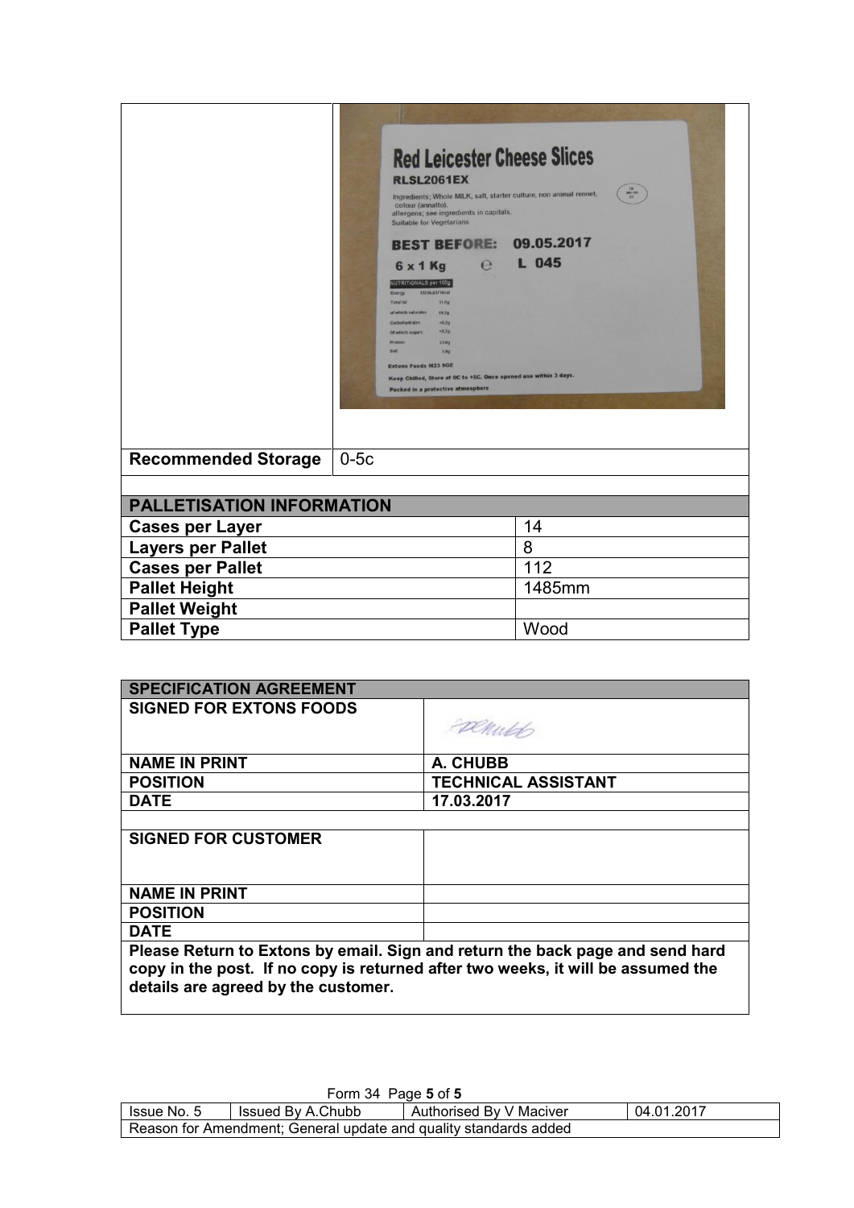| | |
|---|---|
| | Red Leicester Cheese Slices<br>RLSL2061EX<br>Ingredients; Whole MILK, salt, starter culture, non animal rennet, colour (annatto).<br>allergens; see ingredients in capitals.<br>Suitable for Vegetarians<br>BEST BEFORE: 09.05.2017<br>6 x 1 Kg ℮ L 045<br>Extons Foods M23 9GE<br>Keep Chilled, Store at 0C to +5C. Once opened use within 3 days.<br>Packed in a protective atmosphere |
| **Recommended Storage** | 0-5c |

| **PALLETISATION INFORMATION** | |
|---|---|
| **Cases per Layer** | 14 |
| **Layers per Pallet** | 8 |
| **Cases per Pallet** | 112 |
| **Pallet Height** | 1485mm |
| **Pallet Weight** | |
| **Pallet Type** | Wood |

| **SPECIFICATION AGREEMENT** | |
|---|---|
| **SIGNED FOR EXTONS FOODS** | |
| **NAME IN PRINT** | **A. CHUBB** |
| **POSITION** | **TECHNICAL ASSISTANT** |
| **DATE** | **17.03.2017** |
| | |
| **SIGNED FOR CUSTOMER** | |
| **NAME IN PRINT** | |
| **POSITION** | |
| **DATE** | |

**Please Return to Extons by email. Sign and return the back page and send hard copy in the post. If no copy is returned after two weeks, it will be assumed the details are agreed by the customer.**

Form 34

| Issue No. 5 | Issued By A.Chubb | Authorised By V Maciver | 04.01.2017 |
|---|---|---|---|
| Reason for Amendment; General update and quality standards added | | | |